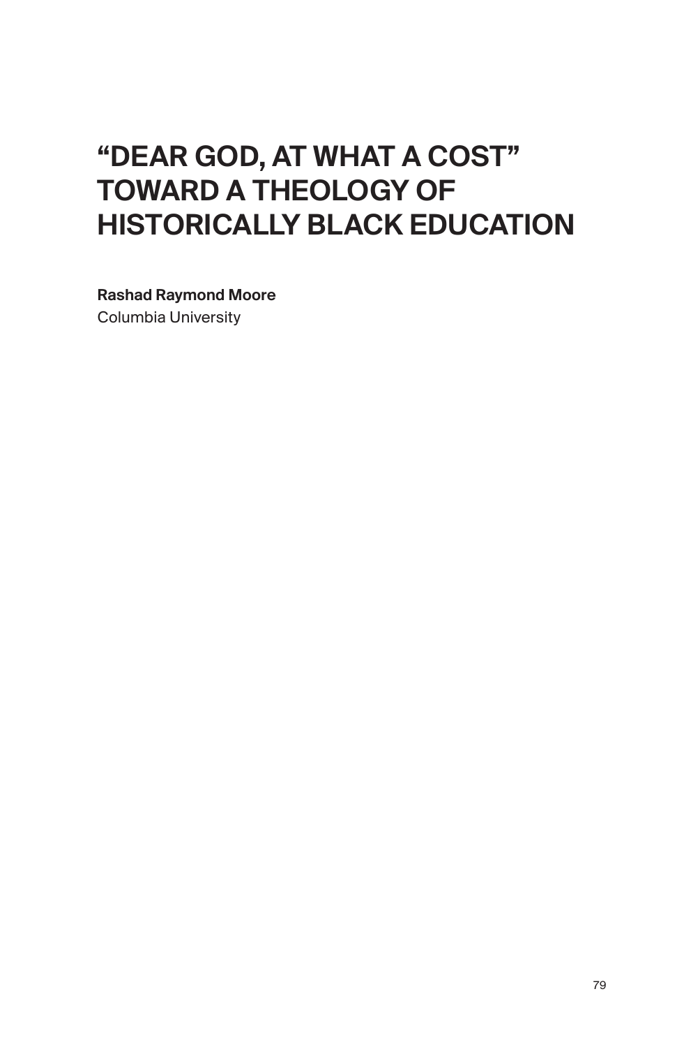# "DEAR GOD, AT WHAT A COST" TOWARD A THEOLOGY OF HISTORICALLY BLACK EDUCATION

**Rashad Raymond Moore**
Columbia University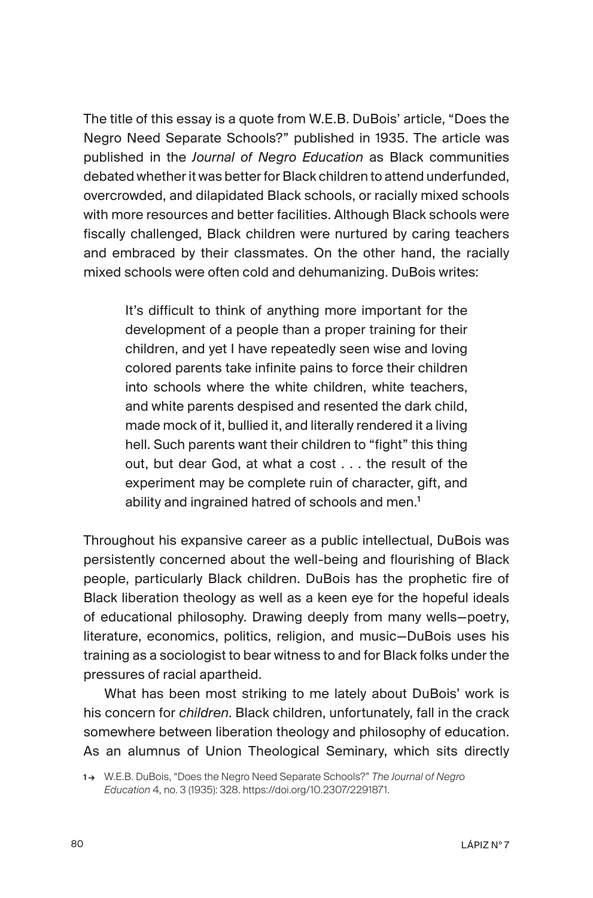The title of this essay is a quote from W.E.B. DuBois' article, "Does the Negro Need Separate Schools?" published in 1935. The article was published in the *Journal of Negro Education* as Black communities debated whether it was better for Black children to attend underfunded, overcrowded, and dilapidated Black schools, or racially mixed schools with more resources and better facilities. Although Black schools were fiscally challenged, Black children were nurtured by caring teachers and embraced by their classmates. On the other hand, the racially mixed schools were often cold and dehumanizing. DuBois writes:

> It's difficult to think of anything more important for the development of a people than a proper training for their children, and yet I have repeatedly seen wise and loving colored parents take infinite pains to force their children into schools where the white children, white teachers, and white parents despised and resented the dark child, made mock of it, bullied it, and literally rendered it a living hell. Such parents want their children to "fight" this thing out, but dear God, at what a cost . . . the result of the experiment may be complete ruin of character, gift, and ability and ingrained hatred of schools and men.[1]

Throughout his expansive career as a public intellectual, DuBois was persistently concerned about the well-being and flourishing of Black people, particularly Black children. DuBois has the prophetic fire of Black liberation theology as well as a keen eye for the hopeful ideals of educational philosophy. Drawing deeply from many wells—poetry, literature, economics, politics, religion, and music—DuBois uses his training as a sociologist to bear witness to and for Black folks under the pressures of racial apartheid.

What has been most striking to me lately about DuBois' work is his concern for *children*. Black children, unfortunately, fall in the crack somewhere between liberation theology and philosophy of education. As an alumnus of Union Theological Seminary, which sits directly

1→ W.E.B. DuBois, "Does the Negro Need Separate Schools?" *The Journal of Negro Education* 4, no. 3 (1935): 328. https://doi.org/10.2307/2291871.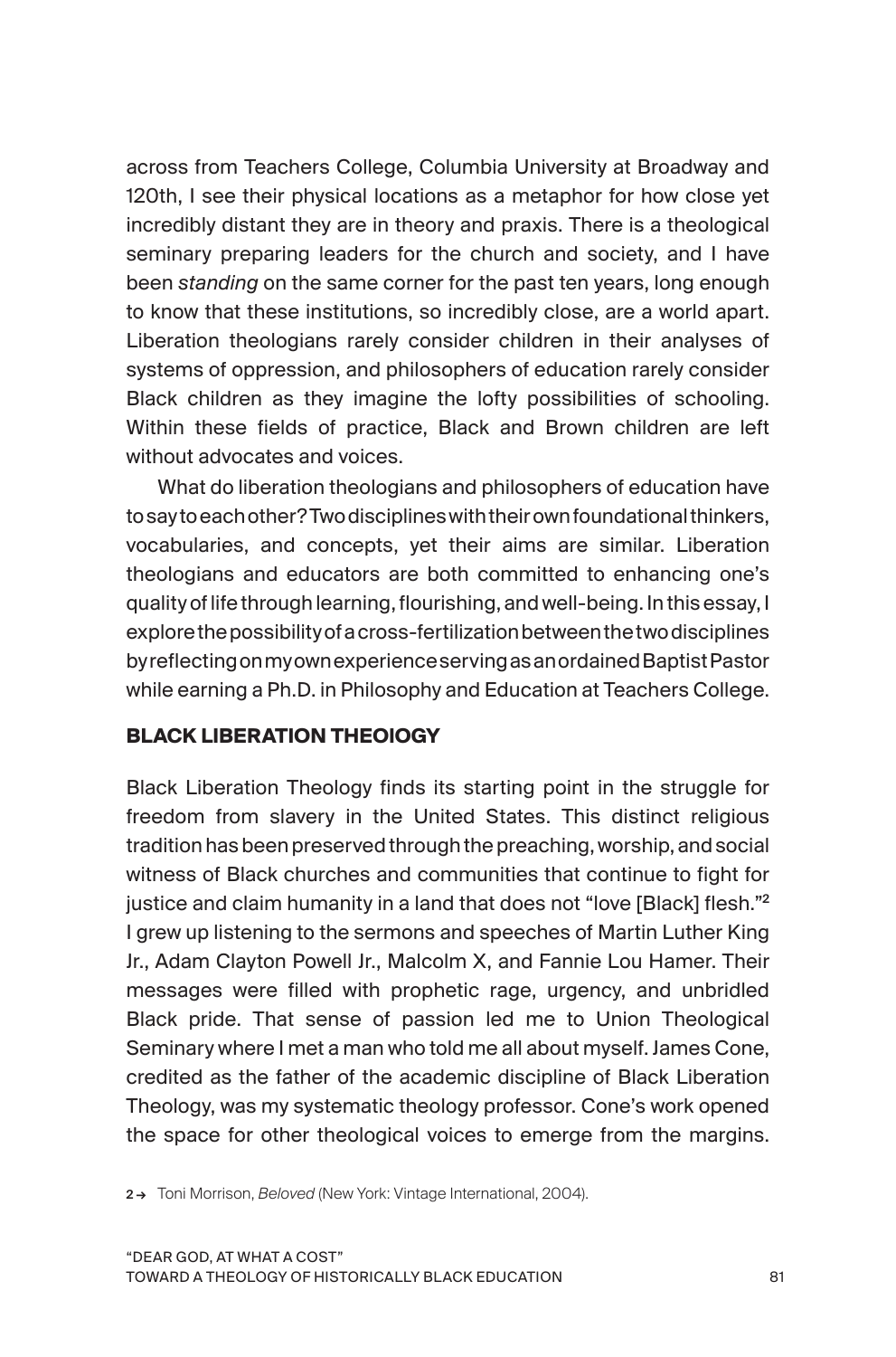across from Teachers College, Columbia University at Broadway and 120th, I see their physical locations as a metaphor for how close yet incredibly distant they are in theory and praxis. There is a theological seminary preparing leaders for the church and society, and I have been *standing* on the same corner for the past ten years, long enough to know that these institutions, so incredibly close, are a world apart. Liberation theologians rarely consider children in their analyses of systems of oppression, and philosophers of education rarely consider Black children as they imagine the lofty possibilities of schooling. Within these fields of practice, Black and Brown children are left without advocates and voices.

What do liberation theologians and philosophers of education have to say to each other? Two disciplines with their own foundational thinkers, vocabularies, and concepts, yet their aims are similar. Liberation theologians and educators are both committed to enhancing one's quality of life through learning, flourishing, and well-being. In this essay, I explore the possibility of a cross-fertilization between the two disciplines by reflecting on my own experience serving as an ordained Baptist Pastor while earning a Ph.D. in Philosophy and Education at Teachers College.

### BLACK LIBERATION THEOIOGY

Black Liberation Theology finds its starting point in the struggle for freedom from slavery in the United States. This distinct religious tradition has been preserved through the preaching, worship, and social witness of Black churches and communities that continue to fight for justice and claim humanity in a land that does not "love [Black] flesh."[2] I grew up listening to the sermons and speeches of Martin Luther King Jr., Adam Clayton Powell Jr., Malcolm X, and Fannie Lou Hamer. Their messages were filled with prophetic rage, urgency, and unbridled Black pride. That sense of passion led me to Union Theological Seminary where I met a man who told me all about myself. James Cone, credited as the father of the academic discipline of Black Liberation Theology, was my systematic theology professor. Cone's work opened the space for other theological voices to emerge from the margins.

2 → Toni Morrison, *Beloved* (New York: Vintage International, 2004).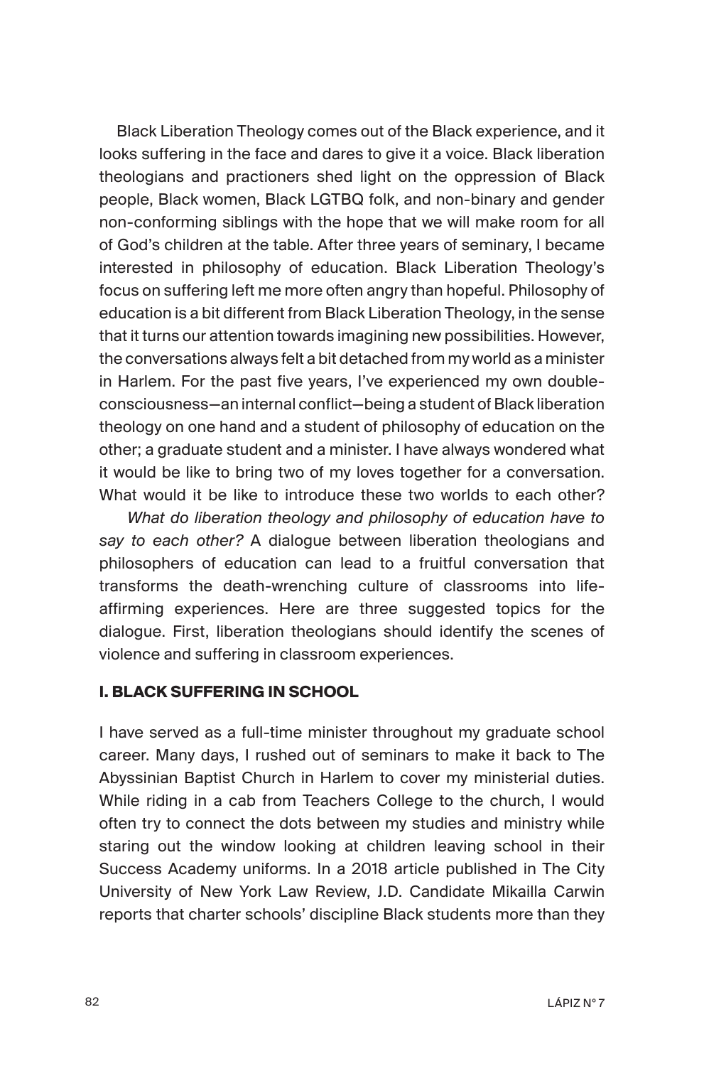Black Liberation Theology comes out of the Black experience, and it looks suffering in the face and dares to give it a voice. Black liberation theologians and practioners shed light on the oppression of Black people, Black women, Black LGTBQ folk, and non-binary and gender non-conforming siblings with the hope that we will make room for all of God's children at the table. After three years of seminary, I became interested in philosophy of education. Black Liberation Theology's focus on suffering left me more often angry than hopeful. Philosophy of education is a bit different from Black Liberation Theology, in the sense that it turns our attention towards imagining new possibilities. However, the conversations always felt a bit detached from my world as a minister in Harlem. For the past five years, I've experienced my own double-consciousness—an internal conflict—being a student of Black liberation theology on one hand and a student of philosophy of education on the other; a graduate student and a minister. I have always wondered what it would be like to bring two of my loves together for a conversation. What would it be like to introduce these two worlds to each other?

*What do liberation theology and philosophy of education have to say to each other?* A dialogue between liberation theologians and philosophers of education can lead to a fruitful conversation that transforms the death-wrenching culture of classrooms into life-affirming experiences. Here are three suggested topics for the dialogue. First, liberation theologians should identify the scenes of violence and suffering in classroom experiences.

## I. BLACK SUFFERING IN SCHOOL

I have served as a full-time minister throughout my graduate school career. Many days, I rushed out of seminars to make it back to The Abyssinian Baptist Church in Harlem to cover my ministerial duties. While riding in a cab from Teachers College to the church, I would often try to connect the dots between my studies and ministry while staring out the window looking at children leaving school in their Success Academy uniforms. In a 2018 article published in The City University of New York Law Review, J.D. Candidate Mikailla Carwin reports that charter schools' discipline Black students more than they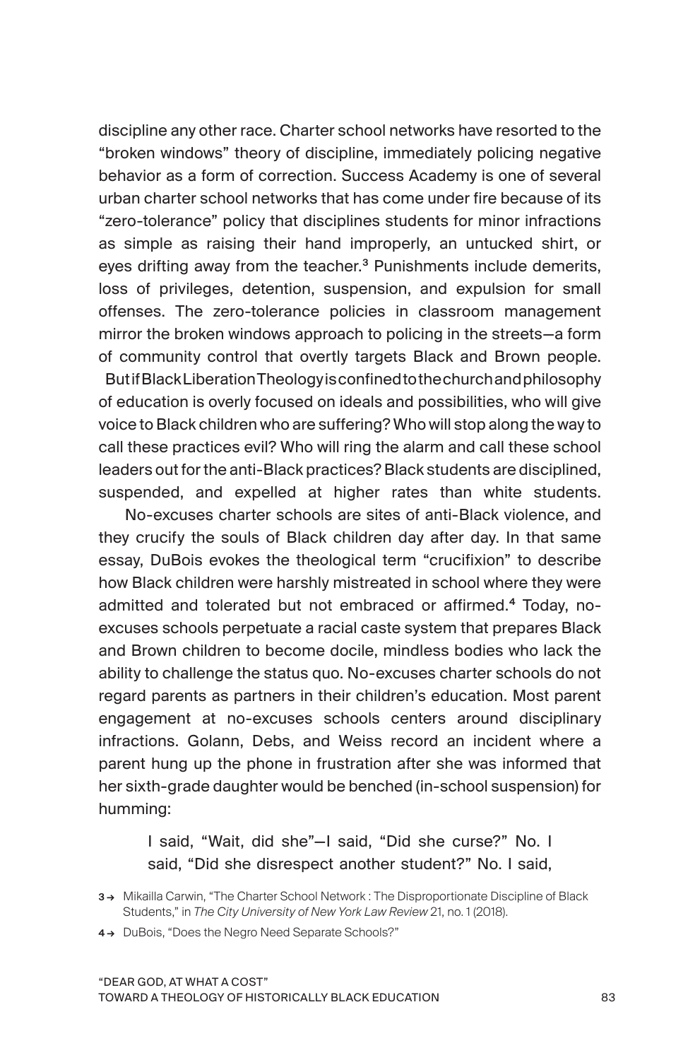discipline any other race. Charter school networks have resorted to the "broken windows" theory of discipline, immediately policing negative behavior as a form of correction. Success Academy is one of several urban charter school networks that has come under fire because of its "zero-tolerance" policy that disciplines students for minor infractions as simple as raising their hand improperly, an untucked shirt, or eyes drifting away from the teacher.[3] Punishments include demerits, loss of privileges, detention, suspension, and expulsion for small offenses. The zero-tolerance policies in classroom management mirror the broken windows approach to policing in the streets—a form of community control that overtly targets Black and Brown people.

But if Black Liberation Theology is confined to the church and philosophy of education is overly focused on ideals and possibilities, who will give voice to Black children who are suffering? Who will stop along the way to call these practices evil? Who will ring the alarm and call these school leaders out for the anti-Black practices? Black students are disciplined, suspended, and expelled at higher rates than white students.

No-excuses charter schools are sites of anti-Black violence, and they crucify the souls of Black children day after day. In that same essay, DuBois evokes the theological term "crucifixion" to describe how Black children were harshly mistreated in school where they were admitted and tolerated but not embraced or affirmed.[4] Today, no-excuses schools perpetuate a racial caste system that prepares Black and Brown children to become docile, mindless bodies who lack the ability to challenge the status quo. No-excuses charter schools do not regard parents as partners in their children's education. Most parent engagement at no-excuses schools centers around disciplinary infractions. Golann, Debs, and Weiss record an incident where a parent hung up the phone in frustration after she was informed that her sixth-grade daughter would be benched (in-school suspension) for humming:

> I said, "Wait, did she"—I said, "Did she curse?" No. I said, "Did she disrespect another student?" No. I said,

3 → Mikailla Carwin, "The Charter School Network : The Disproportionate Discipline of Black Students," in *The City University of New York Law Review* 21, no. 1 (2018).

4 → DuBois, "Does the Negro Need Separate Schools?"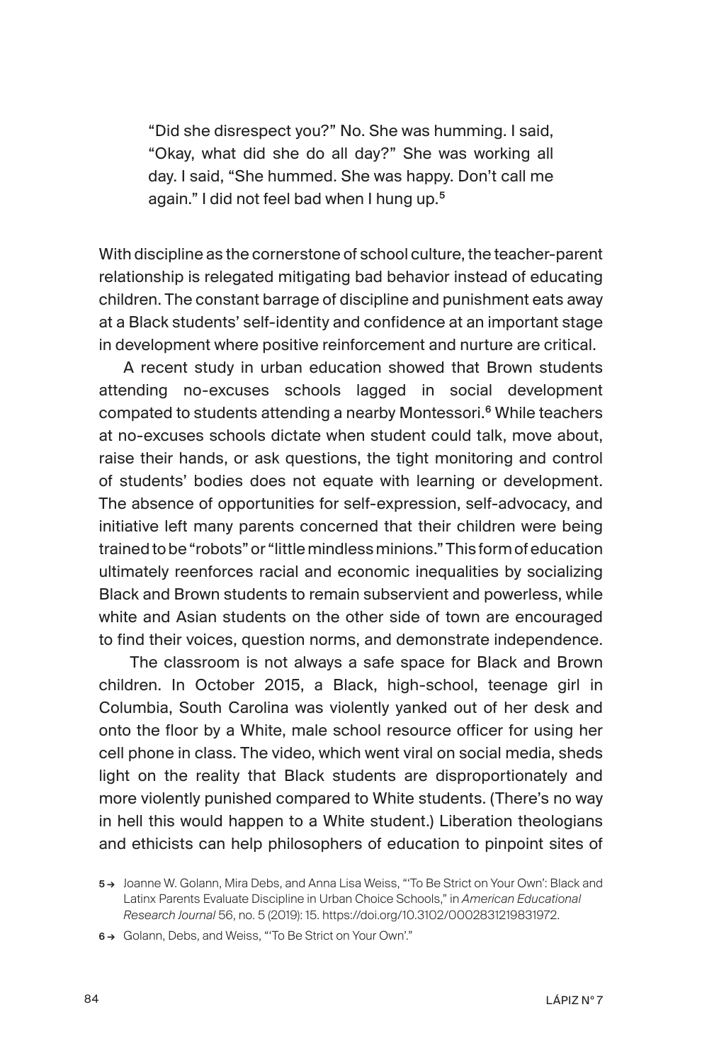> "Did she disrespect you?" No. She was humming. I said, "Okay, what did she do all day?" She was working all day. I said, "She hummed. She was happy. Don't call me again." I did not feel bad when I hung up.[5]

With discipline as the cornerstone of school culture, the teacher-parent relationship is relegated mitigating bad behavior instead of educating children. The constant barrage of discipline and punishment eats away at a Black students' self-identity and confidence at an important stage in development where positive reinforcement and nurture are critical.

A recent study in urban education showed that Brown students attending no-excuses schools lagged in social development compated to students attending a nearby Montessori.[6] While teachers at no-excuses schools dictate when student could talk, move about, raise their hands, or ask questions, the tight monitoring and control of students' bodies does not equate with learning or development. The absence of opportunities for self-expression, self-advocacy, and initiative left many parents concerned that their children were being trained to be "robots" or "little mindless minions." This form of education ultimately reenforces racial and economic inequalities by socializing Black and Brown students to remain subservient and powerless, while white and Asian students on the other side of town are encouraged to find their voices, question norms, and demonstrate independence.

The classroom is not always a safe space for Black and Brown children. In October 2015, a Black, high-school, teenage girl in Columbia, South Carolina was violently yanked out of her desk and onto the floor by a White, male school resource officer for using her cell phone in class. The video, which went viral on social media, sheds light on the reality that Black students are disproportionately and more violently punished compared to White students. (There's no way in hell this would happen to a White student.) Liberation theologians and ethicists can help philosophers of education to pinpoint sites of

5 → Joanne W. Golann, Mira Debs, and Anna Lisa Weiss, "'To Be Strict on Your Own': Black and Latinx Parents Evaluate Discipline in Urban Choice Schools," in *American Educational Research Journal* 56, no. 5 (2019): 15. https://doi.org/10.3102/0002831219831972.

6 → Golann, Debs, and Weiss, "'To Be Strict on Your Own'."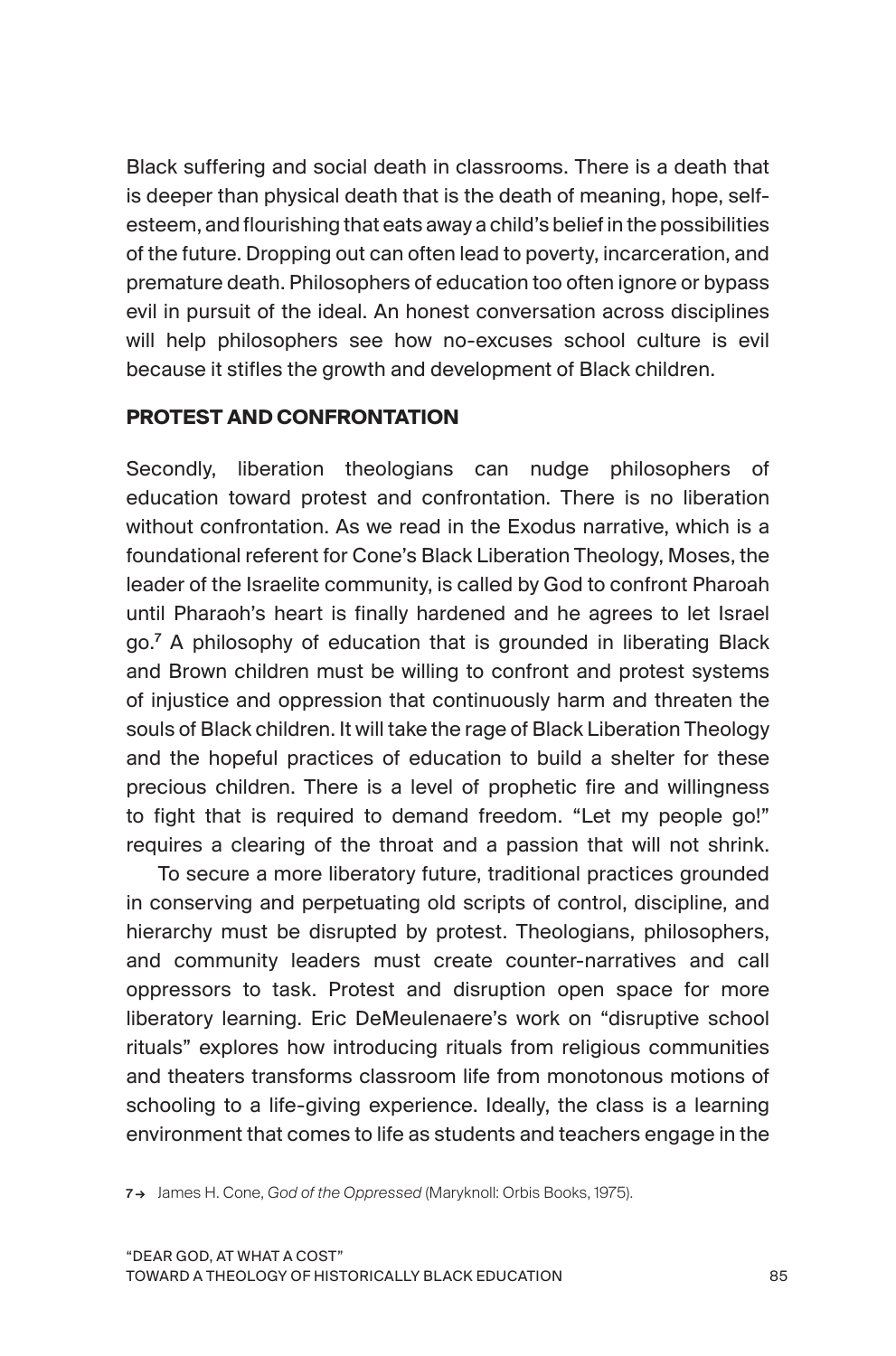Black suffering and social death in classrooms. There is a death that is deeper than physical death that is the death of meaning, hope, self-esteem, and flourishing that eats away a child's belief in the possibilities of the future. Dropping out can often lead to poverty, incarceration, and premature death. Philosophers of education too often ignore or bypass evil in pursuit of the ideal. An honest conversation across disciplines will help philosophers see how no-excuses school culture is evil because it stifles the growth and development of Black children.

## PROTEST AND CONFRONTATION

Secondly, liberation theologians can nudge philosophers of education toward protest and confrontation. There is no liberation without confrontation. As we read in the Exodus narrative, which is a foundational referent for Cone's Black Liberation Theology, Moses, the leader of the Israelite community, is called by God to confront Pharoah until Pharaoh's heart is finally hardened and he agrees to let Israel go.[7] A philosophy of education that is grounded in liberating Black and Brown children must be willing to confront and protest systems of injustice and oppression that continuously harm and threaten the souls of Black children. It will take the rage of Black Liberation Theology and the hopeful practices of education to build a shelter for these precious children. There is a level of prophetic fire and willingness to fight that is required to demand freedom. "Let my people go!" requires a clearing of the throat and a passion that will not shrink.

To secure a more liberatory future, traditional practices grounded in conserving and perpetuating old scripts of control, discipline, and hierarchy must be disrupted by protest. Theologians, philosophers, and community leaders must create counter-narratives and call oppressors to task. Protest and disruption open space for more liberatory learning. Eric DeMeulenaere's work on "disruptive school rituals" explores how introducing rituals from religious communities and theaters transforms classroom life from monotonous motions of schooling to a life-giving experience. Ideally, the class is a learning environment that comes to life as students and teachers engage in the

7 → James H. Cone, *God of the Oppressed* (Maryknoll: Orbis Books, 1975).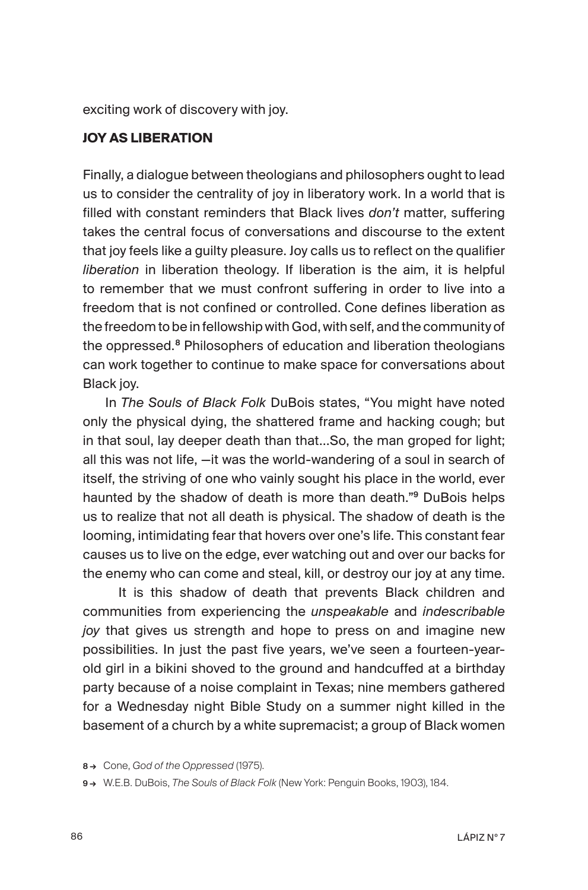exciting work of discovery with joy.

### JOY AS LIBERATION

Finally, a dialogue between theologians and philosophers ought to lead us to consider the centrality of joy in liberatory work. In a world that is filled with constant reminders that Black lives *don't* matter, suffering takes the central focus of conversations and discourse to the extent that joy feels like a guilty pleasure. Joy calls us to reflect on the qualifier *liberation* in liberation theology. If liberation is the aim, it is helpful to remember that we must confront suffering in order to live into a freedom that is not confined or controlled. Cone defines liberation as the freedom to be in fellowship with God, with self, and the community of the oppressed.[8] Philosophers of education and liberation theologians can work together to continue to make space for conversations about Black joy.

In *The Souls of Black Folk* DuBois states, "You might have noted only the physical dying, the shattered frame and hacking cough; but in that soul, lay deeper death than that…So, the man groped for light; all this was not life, —it was the world-wandering of a soul in search of itself, the striving of one who vainly sought his place in the world, ever haunted by the shadow of death is more than death."[9] DuBois helps us to realize that not all death is physical. The shadow of death is the looming, intimidating fear that hovers over one's life. This constant fear causes us to live on the edge, ever watching out and over our backs for the enemy who can come and steal, kill, or destroy our joy at any time.

It is this shadow of death that prevents Black children and communities from experiencing the *unspeakable* and *indescribable joy* that gives us strength and hope to press on and imagine new possibilities. In just the past five years, we've seen a fourteen-year-old girl in a bikini shoved to the ground and handcuffed at a birthday party because of a noise complaint in Texas; nine members gathered for a Wednesday night Bible Study on a summer night killed in the basement of a church by a white supremacist; a group of Black women

8 → Cone, *God of the Oppressed* (1975).

9 → W.E.B. DuBois, *The Souls of Black Folk* (New York: Penguin Books, 1903), 184.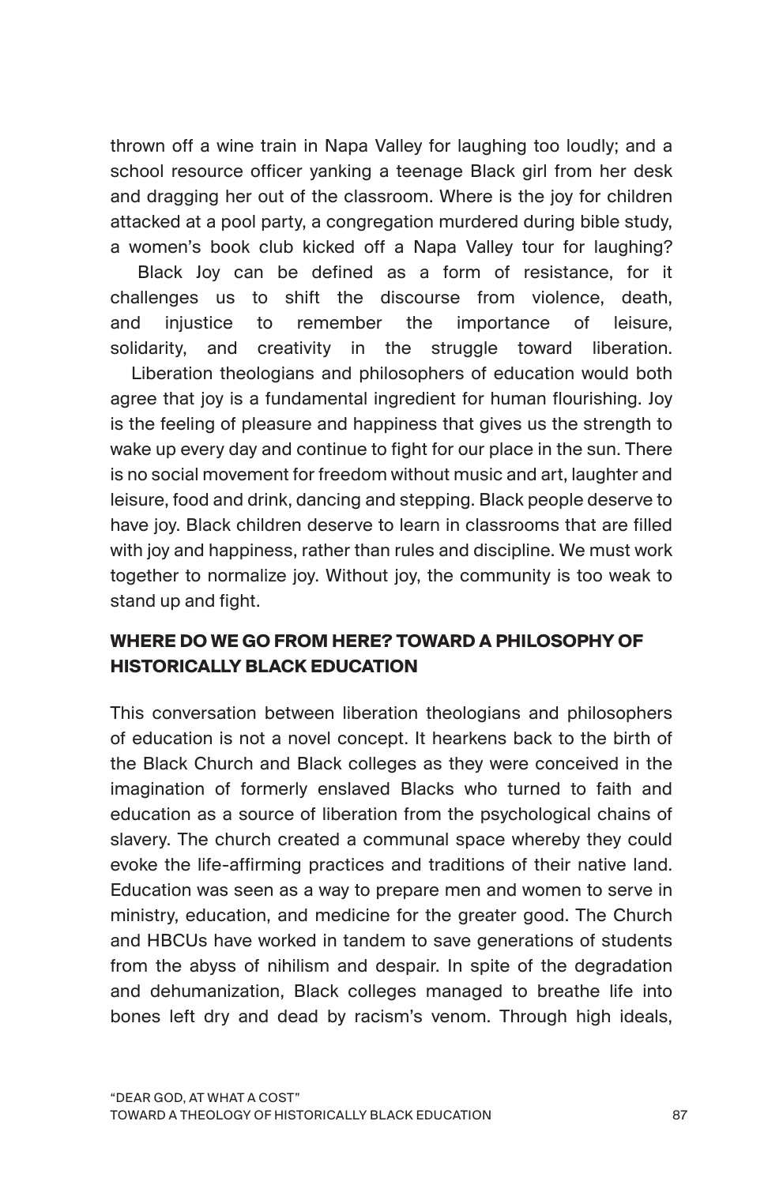thrown off a wine train in Napa Valley for laughing too loudly; and a school resource officer yanking a teenage Black girl from her desk and dragging her out of the classroom. Where is the joy for children attacked at a pool party, a congregation murdered during bible study, a women's book club kicked off a Napa Valley tour for laughing?

Black Joy can be defined as a form of resistance, for it challenges us to shift the discourse from violence, death, and injustice to remember the importance of leisure, solidarity, and creativity in the struggle toward liberation.

Liberation theologians and philosophers of education would both agree that joy is a fundamental ingredient for human flourishing. Joy is the feeling of pleasure and happiness that gives us the strength to wake up every day and continue to fight for our place in the sun. There is no social movement for freedom without music and art, laughter and leisure, food and drink, dancing and stepping. Black people deserve to have joy. Black children deserve to learn in classrooms that are filled with joy and happiness, rather than rules and discipline. We must work together to normalize joy. Without joy, the community is too weak to stand up and fight.

## WHERE DO WE GO FROM HERE? TOWARD A PHILOSOPHY OF HISTORICALLY BLACK EDUCATION

This conversation between liberation theologians and philosophers of education is not a novel concept. It hearkens back to the birth of the Black Church and Black colleges as they were conceived in the imagination of formerly enslaved Blacks who turned to faith and education as a source of liberation from the psychological chains of slavery. The church created a communal space whereby they could evoke the life-affirming practices and traditions of their native land. Education was seen as a way to prepare men and women to serve in ministry, education, and medicine for the greater good. The Church and HBCUs have worked in tandem to save generations of students from the abyss of nihilism and despair. In spite of the degradation and dehumanization, Black colleges managed to breathe life into bones left dry and dead by racism's venom. Through high ideals,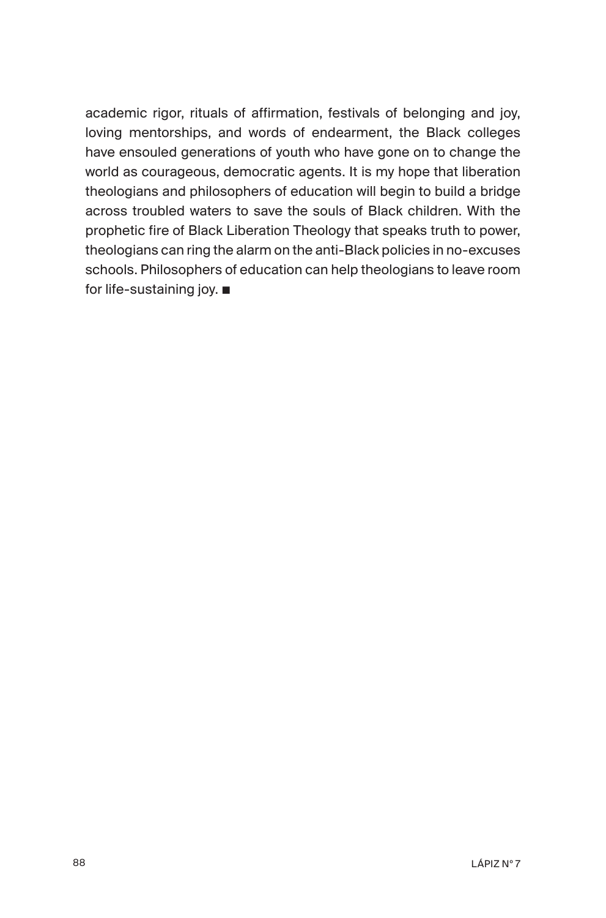academic rigor, rituals of affirmation, festivals of belonging and joy, loving mentorships, and words of endearment, the Black colleges have ensouled generations of youth who have gone on to change the world as courageous, democratic agents. It is my hope that liberation theologians and philosophers of education will begin to build a bridge across troubled waters to save the souls of Black children. With the prophetic fire of Black Liberation Theology that speaks truth to power, theologians can ring the alarm on the anti-Black policies in no-excuses schools. Philosophers of education can help theologians to leave room for life-sustaining joy. ■